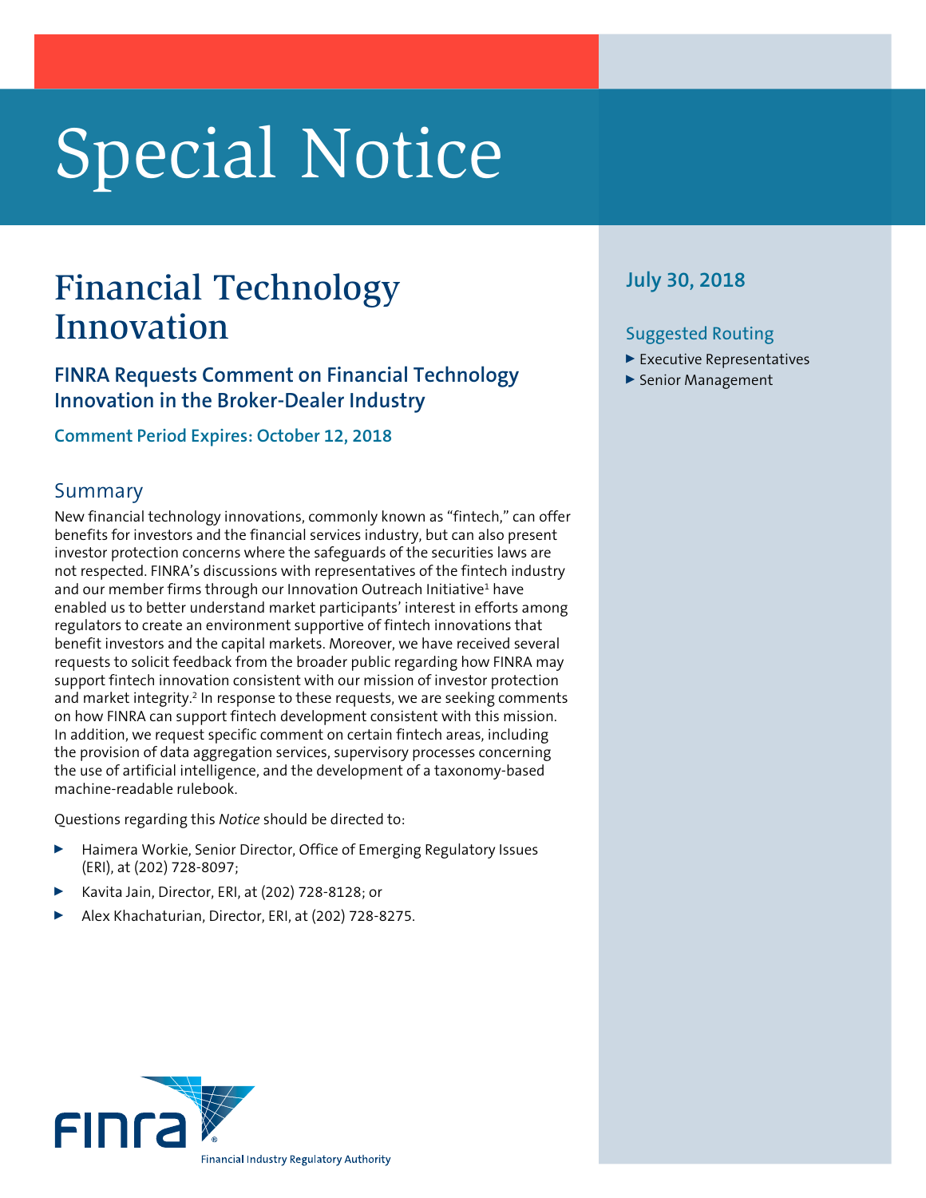# Special Notice

# Financial Technology Innovation

## FINRA Requests Comment on Financial Technology Innovation in the Broker-Dealer Industry

**Comment Period Expires: October 12, 2018**

**July 30, 2018**

### Suggested Routing

- Executive Representatives
- Senior Management

## Summary

New financial technology innovations, commonly known as "fintech," can offer benefits for investors and the financial services industry, but can also present investor protection concerns where the safeguards of the securities laws are not respected. FINRA's discussions with representatives of the fintech industry and our member firms through our Innovation Outreach Initiative[1] have enabled us to better understand market participants' interest in efforts among regulators to create an environment supportive of fintech innovations that benefit investors and the capital markets. Moreover, we have received several requests to solicit feedback from the broader public regarding how FINRA may support fintech innovation consistent with our mission of investor protection and market integrity.[2] In response to these requests, we are seeking comments on how FINRA can support fintech development consistent with this mission. In addition, we request specific comment on certain fintech areas, including the provision of data aggregation services, supervisory processes concerning the use of artificial intelligence, and the development of a taxonomy-based machine-readable rulebook.

Questions regarding this *Notice* should be directed to:

- Haimera Workie, Senior Director, Office of Emerging Regulatory Issues (ERI), at (202) 728-8097;
- Kavita Jain, Director, ERI, at (202) 728-8128; or
- Alex Khachaturian, Director, ERI, at (202) 728-8275.

FINRA
Financial Industry Regulatory Authority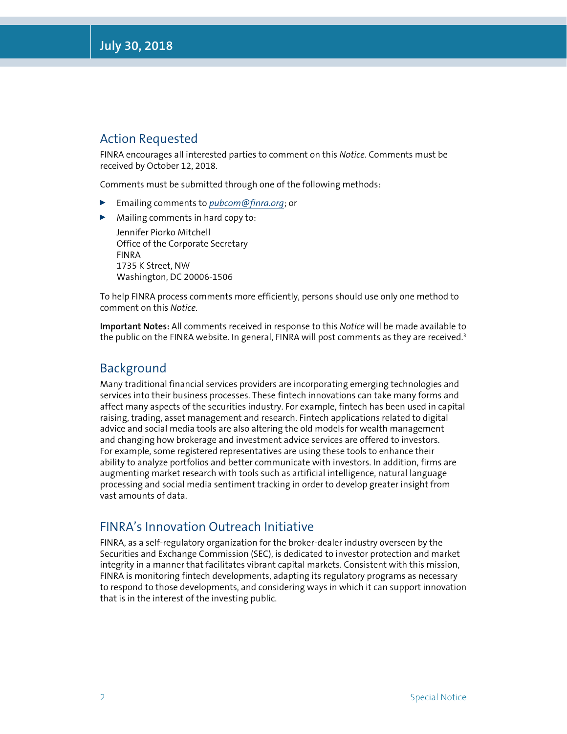## Action Requested

FINRA encourages all interested parties to comment on this *Notice*. Comments must be received by October 12, 2018.

Comments must be submitted through one of the following methods:

- Emailing comments to *pubcom@finra.org*; or
- Mailing comments in hard copy to:

  Jennifer Piorko Mitchell
  Office of the Corporate Secretary
  FINRA
  1735 K Street, NW
  Washington, DC 20006-1506

To help FINRA process comments more efficiently, persons should use only one method to comment on this *Notice*.

**Important Notes:** All comments received in response to this *Notice* will be made available to the public on the FINRA website. In general, FINRA will post comments as they are received.[3]

## Background

Many traditional financial services providers are incorporating emerging technologies and services into their business processes. These fintech innovations can take many forms and affect many aspects of the securities industry. For example, fintech has been used in capital raising, trading, asset management and research. Fintech applications related to digital advice and social media tools are also altering the old models for wealth management and changing how brokerage and investment advice services are offered to investors. For example, some registered representatives are using these tools to enhance their ability to analyze portfolios and better communicate with investors. In addition, firms are augmenting market research with tools such as artificial intelligence, natural language processing and social media sentiment tracking in order to develop greater insight from vast amounts of data.

## FINRA's Innovation Outreach Initiative

FINRA, as a self-regulatory organization for the broker-dealer industry overseen by the Securities and Exchange Commission (SEC), is dedicated to investor protection and market integrity in a manner that facilitates vibrant capital markets. Consistent with this mission, FINRA is monitoring fintech developments, adapting its regulatory programs as necessary to respond to those developments, and considering ways in which it can support innovation that is in the interest of the investing public.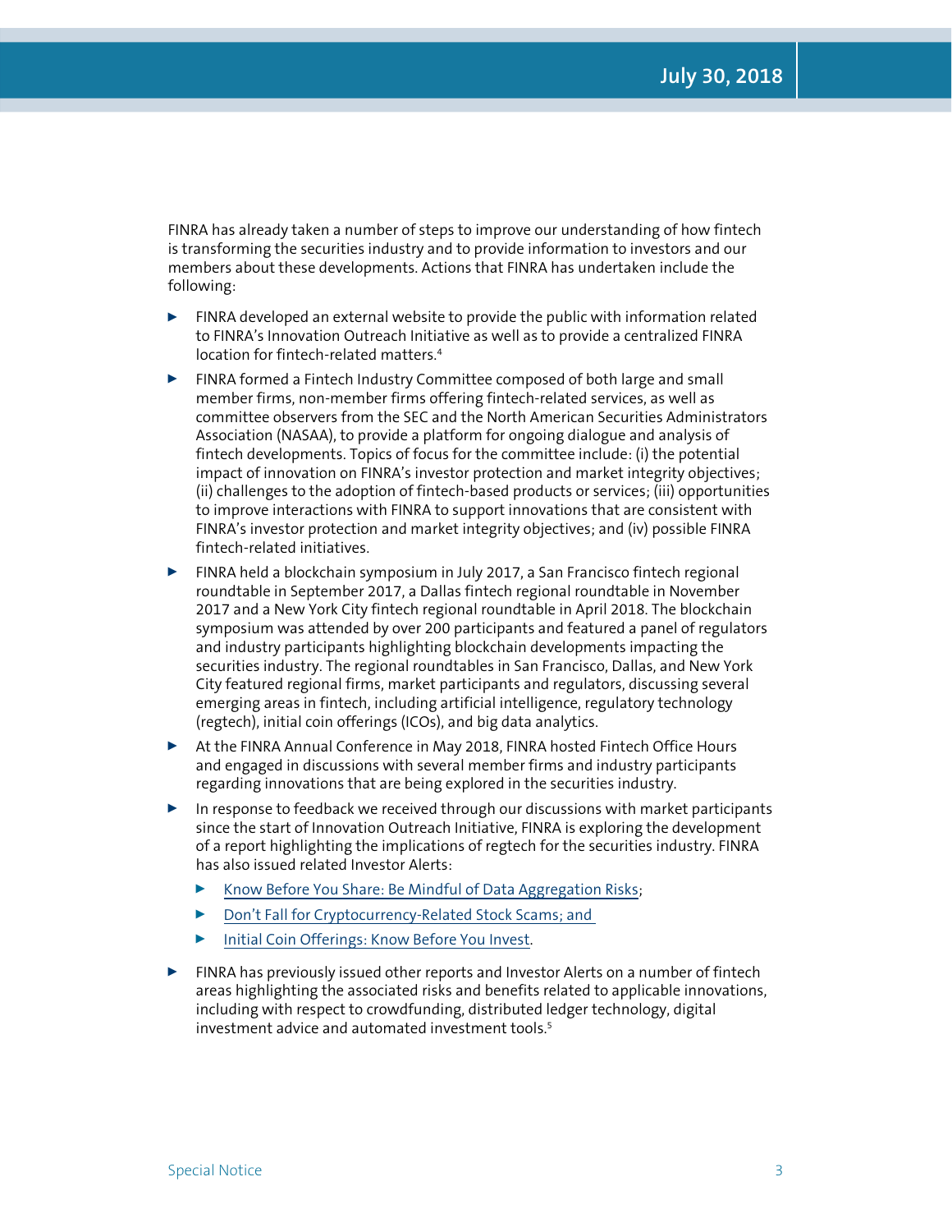FINRA has already taken a number of steps to improve our understanding of how fintech is transforming the securities industry and to provide information to investors and our members about these developments. Actions that FINRA has undertaken include the following:

- FINRA developed an external website to provide the public with information related to FINRA's Innovation Outreach Initiative as well as to provide a centralized FINRA location for fintech-related matters.[4]
- FINRA formed a Fintech Industry Committee composed of both large and small member firms, non-member firms offering fintech-related services, as well as committee observers from the SEC and the North American Securities Administrators Association (NASAA), to provide a platform for ongoing dialogue and analysis of fintech developments. Topics of focus for the committee include: (i) the potential impact of innovation on FINRA's investor protection and market integrity objectives; (ii) challenges to the adoption of fintech-based products or services; (iii) opportunities to improve interactions with FINRA to support innovations that are consistent with FINRA's investor protection and market integrity objectives; and (iv) possible FINRA fintech-related initiatives.
- FINRA held a blockchain symposium in July 2017, a San Francisco fintech regional roundtable in September 2017, a Dallas fintech regional roundtable in November 2017 and a New York City fintech regional roundtable in April 2018. The blockchain symposium was attended by over 200 participants and featured a panel of regulators and industry participants highlighting blockchain developments impacting the securities industry. The regional roundtables in San Francisco, Dallas, and New York City featured regional firms, market participants and regulators, discussing several emerging areas in fintech, including artificial intelligence, regulatory technology (regtech), initial coin offerings (ICOs), and big data analytics.
- At the FINRA Annual Conference in May 2018, FINRA hosted Fintech Office Hours and engaged in discussions with several member firms and industry participants regarding innovations that are being explored in the securities industry.
- In response to feedback we received through our discussions with market participants since the start of Innovation Outreach Initiative, FINRA is exploring the development of a report highlighting the implications of regtech for the securities industry. FINRA has also issued related Investor Alerts:
  - Know Before You Share: Be Mindful of Data Aggregation Risks;
  - Don't Fall for Cryptocurrency-Related Stock Scams; and
  - Initial Coin Offerings: Know Before You Invest.
- FINRA has previously issued other reports and Investor Alerts on a number of fintech areas highlighting the associated risks and benefits related to applicable innovations, including with respect to crowdfunding, distributed ledger technology, digital investment advice and automated investment tools.[5]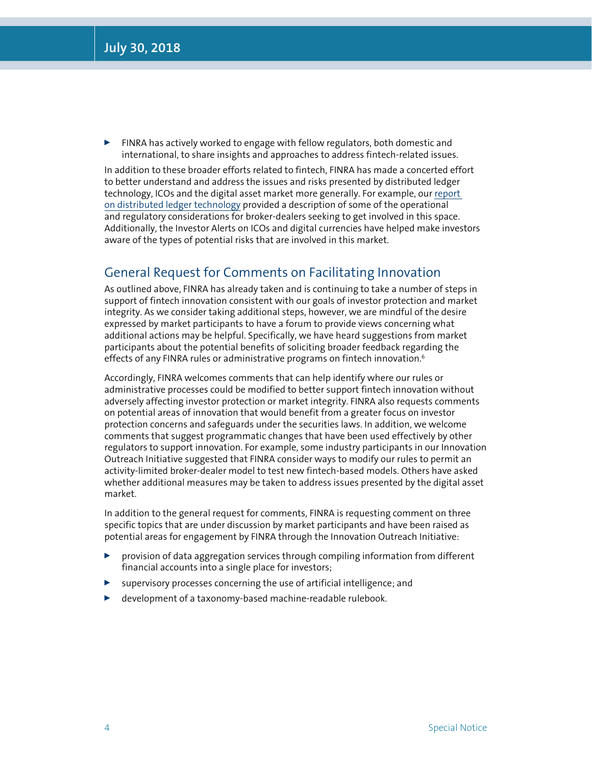- FINRA has actively worked to engage with fellow regulators, both domestic and international, to share insights and approaches to address fintech-related issues.

In addition to these broader efforts related to fintech, FINRA has made a concerted effort to better understand and address the issues and risks presented by distributed ledger technology, ICOs and the digital asset market more generally. For example, our report on distributed ledger technology provided a description of some of the operational and regulatory considerations for broker-dealers seeking to get involved in this space. Additionally, the Investor Alerts on ICOs and digital currencies have helped make investors aware of the types of potential risks that are involved in this market.

## General Request for Comments on Facilitating Innovation

As outlined above, FINRA has already taken and is continuing to take a number of steps in support of fintech innovation consistent with our goals of investor protection and market integrity. As we consider taking additional steps, however, we are mindful of the desire expressed by market participants to have a forum to provide views concerning what additional actions may be helpful. Specifically, we have heard suggestions from market participants about the potential benefits of soliciting broader feedback regarding the effects of any FINRA rules or administrative programs on fintech innovation.[6]

Accordingly, FINRA welcomes comments that can help identify where our rules or administrative processes could be modified to better support fintech innovation without adversely affecting investor protection or market integrity. FINRA also requests comments on potential areas of innovation that would benefit from a greater focus on investor protection concerns and safeguards under the securities laws. In addition, we welcome comments that suggest programmatic changes that have been used effectively by other regulators to support innovation. For example, some industry participants in our Innovation Outreach Initiative suggested that FINRA consider ways to modify our rules to permit an activity-limited broker-dealer model to test new fintech-based models. Others have asked whether additional measures may be taken to address issues presented by the digital asset market.

In addition to the general request for comments, FINRA is requesting comment on three specific topics that are under discussion by market participants and have been raised as potential areas for engagement by FINRA through the Innovation Outreach Initiative:

- provision of data aggregation services through compiling information from different financial accounts into a single place for investors;
- supervisory processes concerning the use of artificial intelligence; and
- development of a taxonomy-based machine-readable rulebook.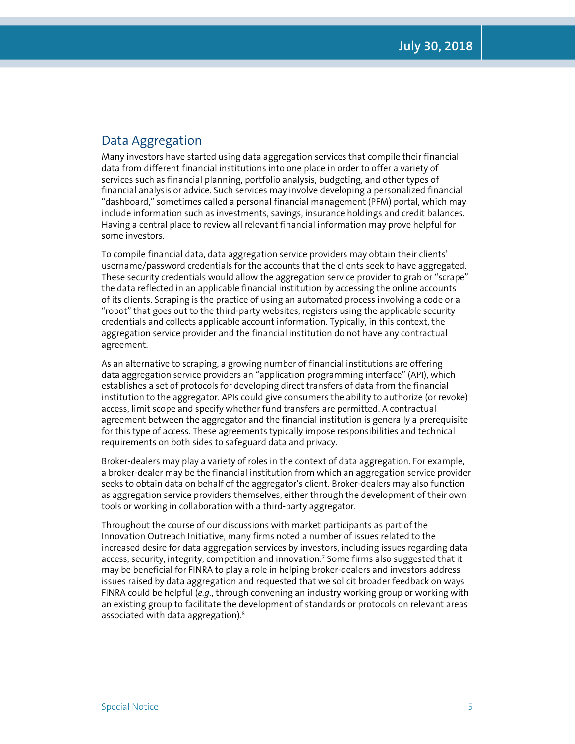## Data Aggregation

Many investors have started using data aggregation services that compile their financial data from different financial institutions into one place in order to offer a variety of services such as financial planning, portfolio analysis, budgeting, and other types of financial analysis or advice. Such services may involve developing a personalized financial "dashboard," sometimes called a personal financial management (PFM) portal, which may include information such as investments, savings, insurance holdings and credit balances. Having a central place to review all relevant financial information may prove helpful for some investors.

To compile financial data, data aggregation service providers may obtain their clients' username/password credentials for the accounts that the clients seek to have aggregated. These security credentials would allow the aggregation service provider to grab or "scrape" the data reflected in an applicable financial institution by accessing the online accounts of its clients. Scraping is the practice of using an automated process involving a code or a "robot" that goes out to the third-party websites, registers using the applicable security credentials and collects applicable account information. Typically, in this context, the aggregation service provider and the financial institution do not have any contractual agreement.

As an alternative to scraping, a growing number of financial institutions are offering data aggregation service providers an "application programming interface" (API), which establishes a set of protocols for developing direct transfers of data from the financial institution to the aggregator. APIs could give consumers the ability to authorize (or revoke) access, limit scope and specify whether fund transfers are permitted. A contractual agreement between the aggregator and the financial institution is generally a prerequisite for this type of access. These agreements typically impose responsibilities and technical requirements on both sides to safeguard data and privacy.

Broker-dealers may play a variety of roles in the context of data aggregation. For example, a broker-dealer may be the financial institution from which an aggregation service provider seeks to obtain data on behalf of the aggregator's client. Broker-dealers may also function as aggregation service providers themselves, either through the development of their own tools or working in collaboration with a third-party aggregator.

Throughout the course of our discussions with market participants as part of the Innovation Outreach Initiative, many firms noted a number of issues related to the increased desire for data aggregation services by investors, including issues regarding data access, security, integrity, competition and innovation.[7] Some firms also suggested that it may be beneficial for FINRA to play a role in helping broker-dealers and investors address issues raised by data aggregation and requested that we solicit broader feedback on ways FINRA could be helpful (*e.g.*, through convening an industry working group or working with an existing group to facilitate the development of standards or protocols on relevant areas associated with data aggregation).[8]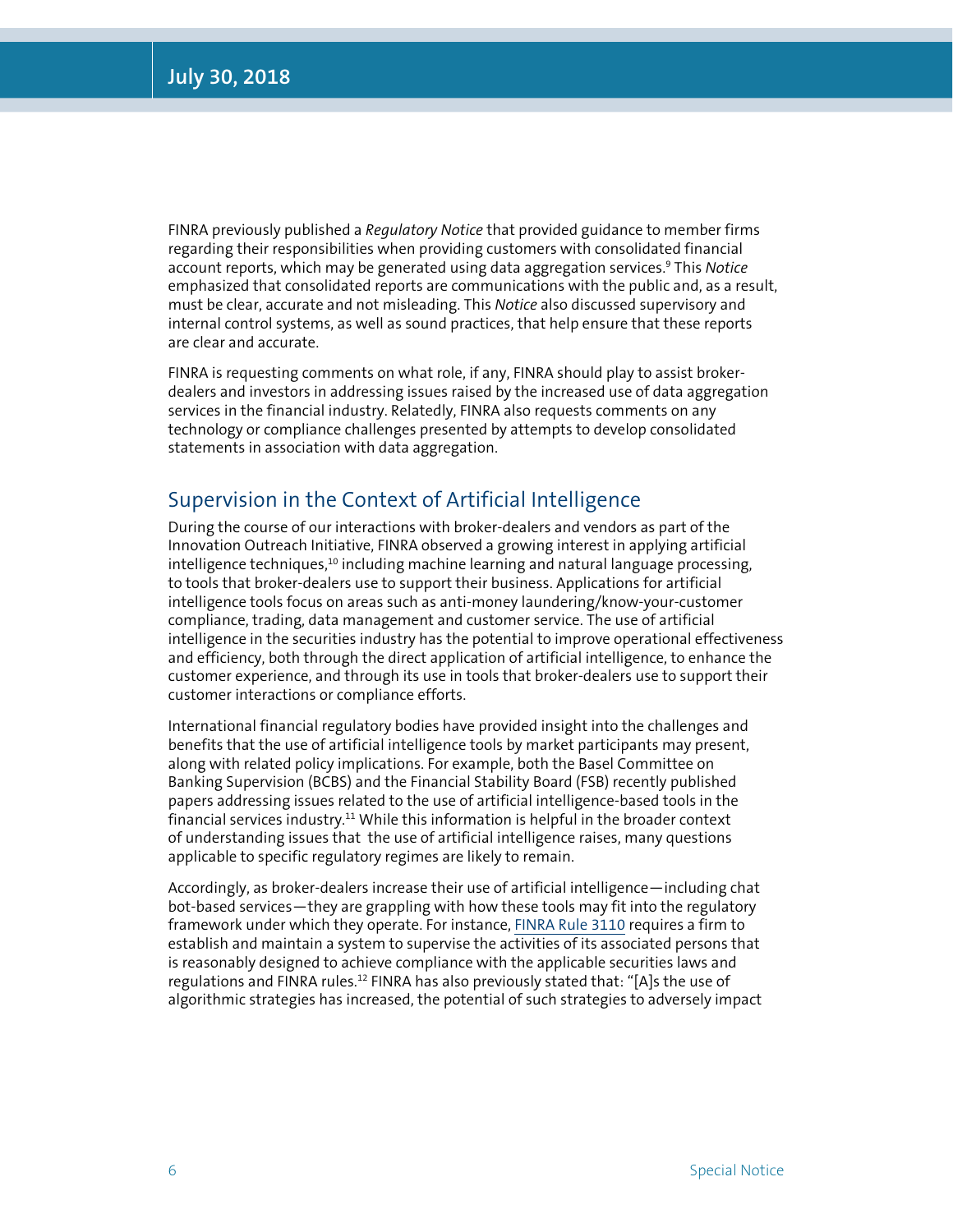FINRA previously published a *Regulatory Notice* that provided guidance to member firms regarding their responsibilities when providing customers with consolidated financial account reports, which may be generated using data aggregation services.[9] This *Notice* emphasized that consolidated reports are communications with the public and, as a result, must be clear, accurate and not misleading. This *Notice* also discussed supervisory and internal control systems, as well as sound practices, that help ensure that these reports are clear and accurate.

FINRA is requesting comments on what role, if any, FINRA should play to assist broker-dealers and investors in addressing issues raised by the increased use of data aggregation services in the financial industry. Relatedly, FINRA also requests comments on any technology or compliance challenges presented by attempts to develop consolidated statements in association with data aggregation.

## Supervision in the Context of Artificial Intelligence

During the course of our interactions with broker-dealers and vendors as part of the Innovation Outreach Initiative, FINRA observed a growing interest in applying artificial intelligence techniques,[10] including machine learning and natural language processing, to tools that broker-dealers use to support their business. Applications for artificial intelligence tools focus on areas such as anti-money laundering/know-your-customer compliance, trading, data management and customer service. The use of artificial intelligence in the securities industry has the potential to improve operational effectiveness and efficiency, both through the direct application of artificial intelligence, to enhance the customer experience, and through its use in tools that broker-dealers use to support their customer interactions or compliance efforts.

International financial regulatory bodies have provided insight into the challenges and benefits that the use of artificial intelligence tools by market participants may present, along with related policy implications. For example, both the Basel Committee on Banking Supervision (BCBS) and the Financial Stability Board (FSB) recently published papers addressing issues related to the use of artificial intelligence-based tools in the financial services industry.[11] While this information is helpful in the broader context of understanding issues that the use of artificial intelligence raises, many questions applicable to specific regulatory regimes are likely to remain.

Accordingly, as broker-dealers increase their use of artificial intelligence—including chat bot-based services—they are grappling with how these tools may fit into the regulatory framework under which they operate. For instance, FINRA Rule 3110 requires a firm to establish and maintain a system to supervise the activities of its associated persons that is reasonably designed to achieve compliance with the applicable securities laws and regulations and FINRA rules.[12] FINRA has also previously stated that: "[A]s the use of algorithmic strategies has increased, the potential of such strategies to adversely impact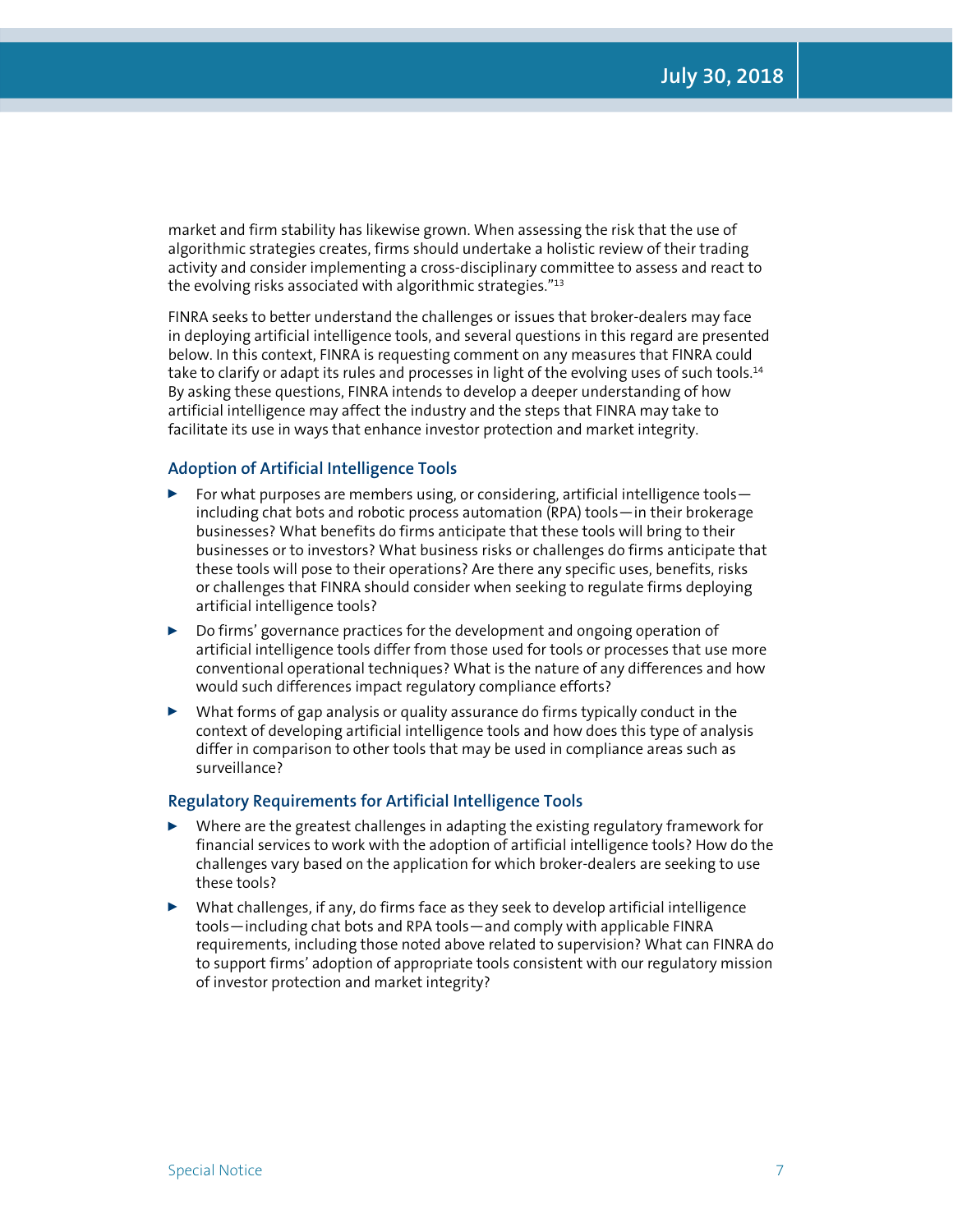market and firm stability has likewise grown. When assessing the risk that the use of algorithmic strategies creates, firms should undertake a holistic review of their trading activity and consider implementing a cross-disciplinary committee to assess and react to the evolving risks associated with algorithmic strategies."[13]

FINRA seeks to better understand the challenges or issues that broker-dealers may face in deploying artificial intelligence tools, and several questions in this regard are presented below. In this context, FINRA is requesting comment on any measures that FINRA could take to clarify or adapt its rules and processes in light of the evolving uses of such tools.[14] By asking these questions, FINRA intends to develop a deeper understanding of how artificial intelligence may affect the industry and the steps that FINRA may take to facilitate its use in ways that enhance investor protection and market integrity.

### Adoption of Artificial Intelligence Tools

- For what purposes are members using, or considering, artificial intelligence tools—including chat bots and robotic process automation (RPA) tools—in their brokerage businesses? What benefits do firms anticipate that these tools will bring to their businesses or to investors? What business risks or challenges do firms anticipate that these tools will pose to their operations? Are there any specific uses, benefits, risks or challenges that FINRA should consider when seeking to regulate firms deploying artificial intelligence tools?
- Do firms' governance practices for the development and ongoing operation of artificial intelligence tools differ from those used for tools or processes that use more conventional operational techniques? What is the nature of any differences and how would such differences impact regulatory compliance efforts?
- What forms of gap analysis or quality assurance do firms typically conduct in the context of developing artificial intelligence tools and how does this type of analysis differ in comparison to other tools that may be used in compliance areas such as surveillance?

### Regulatory Requirements for Artificial Intelligence Tools

- Where are the greatest challenges in adapting the existing regulatory framework for financial services to work with the adoption of artificial intelligence tools? How do the challenges vary based on the application for which broker-dealers are seeking to use these tools?
- What challenges, if any, do firms face as they seek to develop artificial intelligence tools—including chat bots and RPA tools—and comply with applicable FINRA requirements, including those noted above related to supervision? What can FINRA do to support firms' adoption of appropriate tools consistent with our regulatory mission of investor protection and market integrity?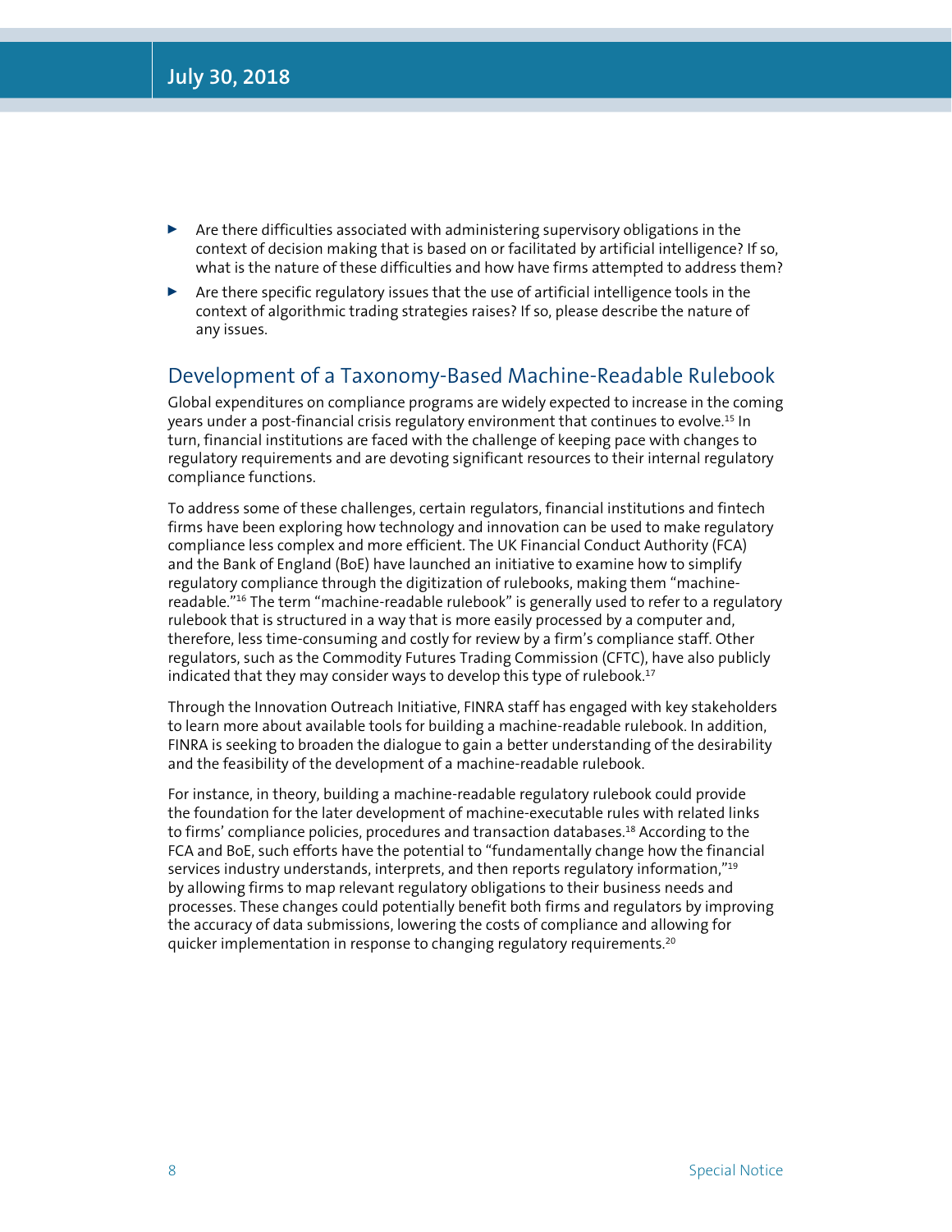- Are there difficulties associated with administering supervisory obligations in the context of decision making that is based on or facilitated by artificial intelligence? If so, what is the nature of these difficulties and how have firms attempted to address them?
- Are there specific regulatory issues that the use of artificial intelligence tools in the context of algorithmic trading strategies raises? If so, please describe the nature of any issues.

## Development of a Taxonomy-Based Machine-Readable Rulebook

Global expenditures on compliance programs are widely expected to increase in the coming years under a post-financial crisis regulatory environment that continues to evolve.[15] In turn, financial institutions are faced with the challenge of keeping pace with changes to regulatory requirements and are devoting significant resources to their internal regulatory compliance functions.

To address some of these challenges, certain regulators, financial institutions and fintech firms have been exploring how technology and innovation can be used to make regulatory compliance less complex and more efficient. The UK Financial Conduct Authority (FCA) and the Bank of England (BoE) have launched an initiative to examine how to simplify regulatory compliance through the digitization of rulebooks, making them "machine-readable."[16] The term "machine-readable rulebook" is generally used to refer to a regulatory rulebook that is structured in a way that is more easily processed by a computer and, therefore, less time-consuming and costly for review by a firm's compliance staff. Other regulators, such as the Commodity Futures Trading Commission (CFTC), have also publicly indicated that they may consider ways to develop this type of rulebook.[17]

Through the Innovation Outreach Initiative, FINRA staff has engaged with key stakeholders to learn more about available tools for building a machine-readable rulebook. In addition, FINRA is seeking to broaden the dialogue to gain a better understanding of the desirability and the feasibility of the development of a machine-readable rulebook.

For instance, in theory, building a machine-readable regulatory rulebook could provide the foundation for the later development of machine-executable rules with related links to firms' compliance policies, procedures and transaction databases.[18] According to the FCA and BoE, such efforts have the potential to "fundamentally change how the financial services industry understands, interprets, and then reports regulatory information,"[19] by allowing firms to map relevant regulatory obligations to their business needs and processes. These changes could potentially benefit both firms and regulators by improving the accuracy of data submissions, lowering the costs of compliance and allowing for quicker implementation in response to changing regulatory requirements.[20]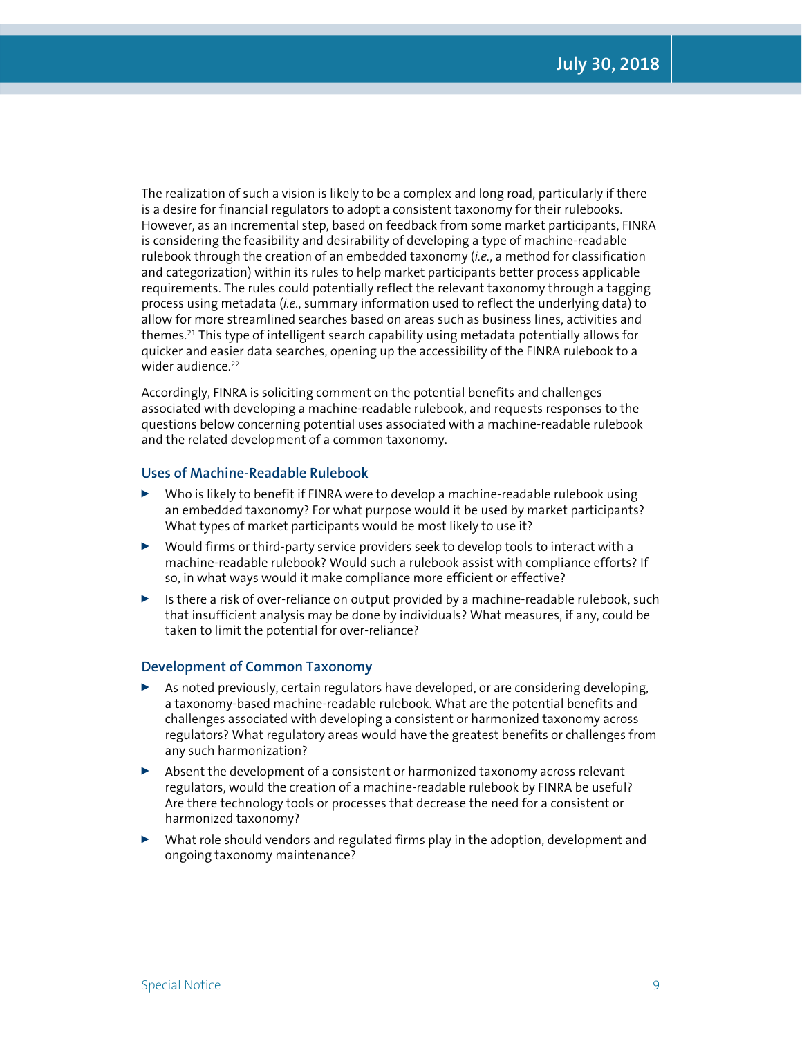The realization of such a vision is likely to be a complex and long road, particularly if there is a desire for financial regulators to adopt a consistent taxonomy for their rulebooks. However, as an incremental step, based on feedback from some market participants, FINRA is considering the feasibility and desirability of developing a type of machine-readable rulebook through the creation of an embedded taxonomy (*i.e.*, a method for classification and categorization) within its rules to help market participants better process applicable requirements. The rules could potentially reflect the relevant taxonomy through a tagging process using metadata (*i.e.*, summary information used to reflect the underlying data) to allow for more streamlined searches based on areas such as business lines, activities and themes.[21] This type of intelligent search capability using metadata potentially allows for quicker and easier data searches, opening up the accessibility of the FINRA rulebook to a wider audience.[22]

Accordingly, FINRA is soliciting comment on the potential benefits and challenges associated with developing a machine-readable rulebook, and requests responses to the questions below concerning potential uses associated with a machine-readable rulebook and the related development of a common taxonomy.

### Uses of Machine-Readable Rulebook

- Who is likely to benefit if FINRA were to develop a machine-readable rulebook using an embedded taxonomy? For what purpose would it be used by market participants? What types of market participants would be most likely to use it?
- Would firms or third-party service providers seek to develop tools to interact with a machine-readable rulebook? Would such a rulebook assist with compliance efforts? If so, in what ways would it make compliance more efficient or effective?
- Is there a risk of over-reliance on output provided by a machine-readable rulebook, such that insufficient analysis may be done by individuals? What measures, if any, could be taken to limit the potential for over-reliance?

### Development of Common Taxonomy

- As noted previously, certain regulators have developed, or are considering developing, a taxonomy-based machine-readable rulebook. What are the potential benefits and challenges associated with developing a consistent or harmonized taxonomy across regulators? What regulatory areas would have the greatest benefits or challenges from any such harmonization?
- Absent the development of a consistent or harmonized taxonomy across relevant regulators, would the creation of a machine-readable rulebook by FINRA be useful? Are there technology tools or processes that decrease the need for a consistent or harmonized taxonomy?
- What role should vendors and regulated firms play in the adoption, development and ongoing taxonomy maintenance?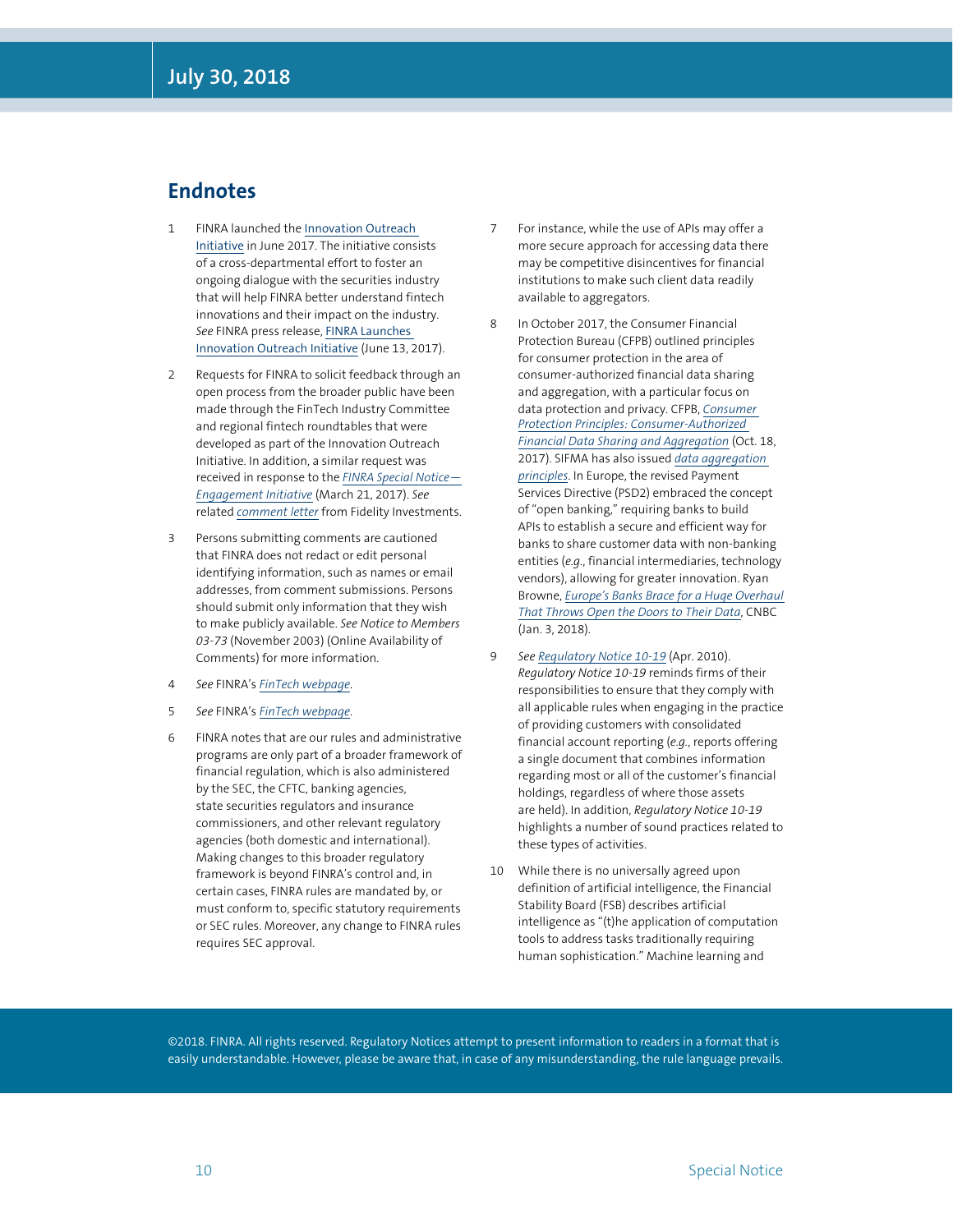## Endnotes

1. FINRA launched the Innovation Outreach Initiative in June 2017. The initiative consists of a cross-departmental effort to foster an ongoing dialogue with the securities industry that will help FINRA better understand fintech innovations and their impact on the industry. *See* FINRA press release, FINRA Launches Innovation Outreach Initiative (June 13, 2017).

2. Requests for FINRA to solicit feedback through an open process from the broader public have been made through the FinTech Industry Committee and regional fintech roundtables that were developed as part of the Innovation Outreach Initiative. In addition, a similar request was received in response to the *FINRA Special Notice—Engagement Initiative* (March 21, 2017). *See* related *comment letter* from Fidelity Investments.

3. Persons submitting comments are cautioned that FINRA does not redact or edit personal identifying information, such as names or email addresses, from comment submissions. Persons should submit only information that they wish to make publicly available. *See Notice to Members 03-73* (November 2003) (Online Availability of Comments) for more information.

4. *See* FINRA's *FinTech webpage*.

5. *See* FINRA's *FinTech webpage*.

6. FINRA notes that are our rules and administrative programs are only part of a broader framework of financial regulation, which is also administered by the SEC, the CFTC, banking agencies, state securities regulators and insurance commissioners, and other relevant regulatory agencies (both domestic and international). Making changes to this broader regulatory framework is beyond FINRA's control and, in certain cases, FINRA rules are mandated by, or must conform to, specific statutory requirements or SEC rules. Moreover, any change to FINRA rules requires SEC approval.

7. For instance, while the use of APIs may offer a more secure approach for accessing data there may be competitive disincentives for financial institutions to make such client data readily available to aggregators.

8. In October 2017, the Consumer Financial Protection Bureau (CFPB) outlined principles for consumer protection in the area of consumer-authorized financial data sharing and aggregation, with a particular focus on data protection and privacy. CFPB, *Consumer Protection Principles: Consumer-Authorized Financial Data Sharing and Aggregation* (Oct. 18, 2017). SIFMA has also issued *data aggregation principles*. In Europe, the revised Payment Services Directive (PSD2) embraced the concept of "open banking," requiring banks to build APIs to establish a secure and efficient way for banks to share customer data with non-banking entities (*e.g.*, financial intermediaries, technology vendors), allowing for greater innovation. Ryan Browne, *Europe's Banks Brace for a Huge Overhaul That Throws Open the Doors to Their Data*, CNBC (Jan. 3, 2018).

9. *See Regulatory Notice 10-19* (Apr. 2010). *Regulatory Notice 10-19* reminds firms of their responsibilities to ensure that they comply with all applicable rules when engaging in the practice of providing customers with consolidated financial account reporting (*e.g.*, reports offering a single document that combines information regarding most or all of the customer's financial holdings, regardless of where those assets are held). In addition, *Regulatory Notice 10-19* highlights a number of sound practices related to these types of activities.

10. While there is no universally agreed upon definition of artificial intelligence, the Financial Stability Board (FSB) describes artificial intelligence as "(t)he application of computation tools to address tasks traditionally requiring human sophistication." Machine learning and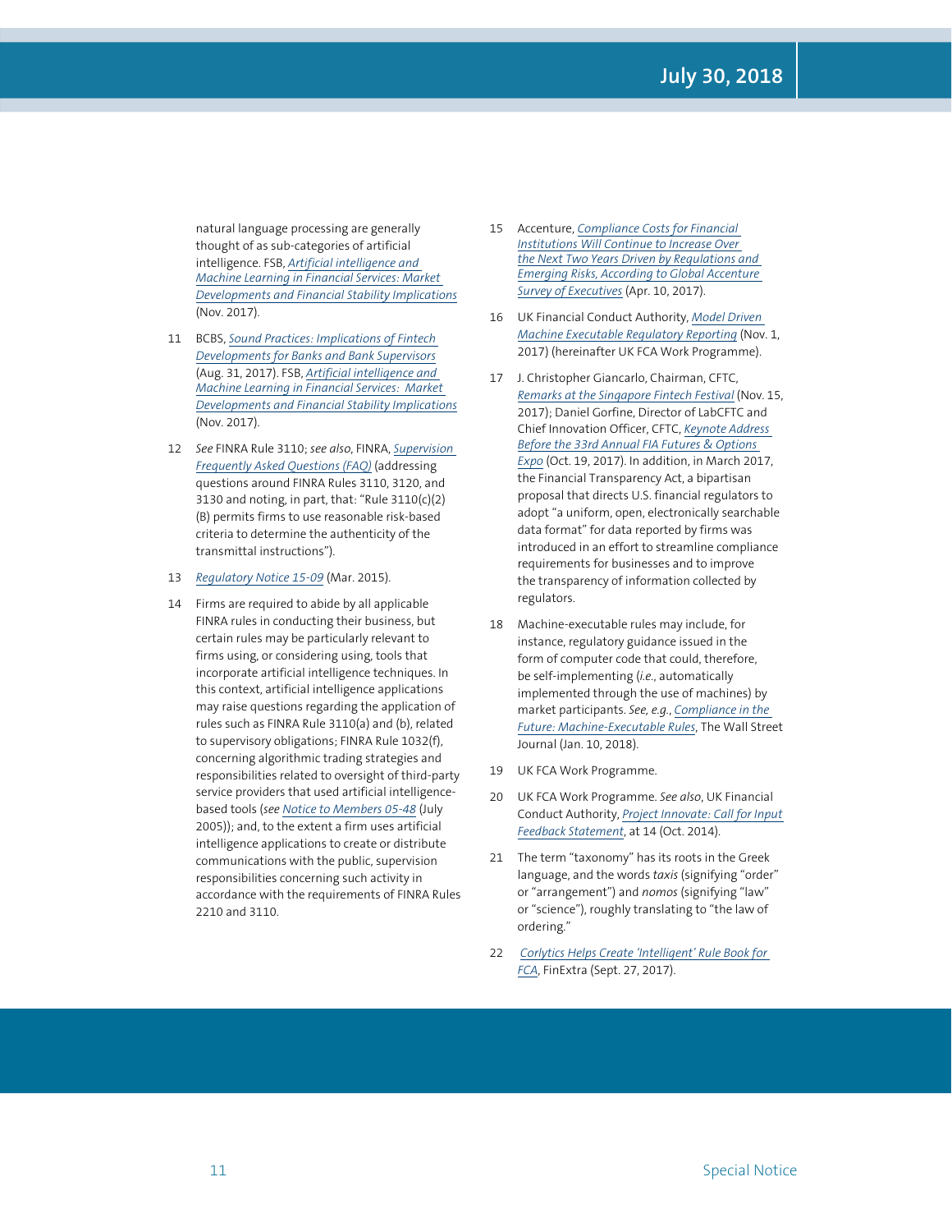natural language processing are generally thought of as sub-categories of artificial intelligence. FSB, *Artificial intelligence and Machine Learning in Financial Services: Market Developments and Financial Stability Implications* (Nov. 2017).

11 BCBS, *Sound Practices: Implications of Fintech Developments for Banks and Bank Supervisors* (Aug. 31, 2017). FSB, *Artificial intelligence and Machine Learning in Financial Services: Market Developments and Financial Stability Implications* (Nov. 2017).

12 *See* FINRA Rule 3110; *see also*, FINRA, *Supervision Frequently Asked Questions (FAQ)* (addressing questions around FINRA Rules 3110, 3120, and 3130 and noting, in part, that: "Rule 3110(c)(2)(B) permits firms to use reasonable risk-based criteria to determine the authenticity of the transmittal instructions").

13 *Regulatory Notice 15-09* (Mar. 2015).

14 Firms are required to abide by all applicable FINRA rules in conducting their business, but certain rules may be particularly relevant to firms using, or considering using, tools that incorporate artificial intelligence techniques. In this context, artificial intelligence applications may raise questions regarding the application of rules such as FINRA Rule 3110(a) and (b), related to supervisory obligations; FINRA Rule 1032(f), concerning algorithmic trading strategies and responsibilities related to oversight of third-party service providers that used artificial intelligence-based tools (*see Notice to Members 05-48* (July 2005)); and, to the extent a firm uses artificial intelligence applications to create or distribute communications with the public, supervision responsibilities concerning such activity in accordance with the requirements of FINRA Rules 2210 and 3110.

15 Accenture, *Compliance Costs for Financial Institutions Will Continue to Increase Over the Next Two Years Driven by Regulations and Emerging Risks, According to Global Accenture Survey of Executives* (Apr. 10, 2017).

16 UK Financial Conduct Authority, *Model Driven Machine Executable Regulatory Reporting* (Nov. 1, 2017) (hereinafter UK FCA Work Programme).

17 J. Christopher Giancarlo, Chairman, CFTC, *Remarks at the Singapore Fintech Festival* (Nov. 15, 2017); Daniel Gorfine, Director of LabCFTC and Chief Innovation Officer, CFTC, *Keynote Address Before the 33rd Annual FIA Futures & Options Expo* (Oct. 19, 2017). In addition, in March 2017, the Financial Transparency Act, a bipartisan proposal that directs U.S. financial regulators to adopt "a uniform, open, electronically searchable data format" for data reported by firms was introduced in an effort to streamline compliance requirements for businesses and to improve the transparency of information collected by regulators.

18 Machine-executable rules may include, for instance, regulatory guidance issued in the form of computer code that could, therefore, be self-implementing (*i.e.*, automatically implemented through the use of machines) by market participants. *See, e.g.*, *Compliance in the Future: Machine-Executable Rules*, The Wall Street Journal (Jan. 10, 2018).

19 UK FCA Work Programme.

20 UK FCA Work Programme. *See also*, UK Financial Conduct Authority, *Project Innovate: Call for Input Feedback Statement*, at 14 (Oct. 2014).

21 The term "taxonomy" has its roots in the Greek language, and the words *taxis* (signifying "order" or "arrangement") and *nomos* (signifying "law" or "science"), roughly translating to "the law of ordering."

22 *Corlytics Helps Create 'Intelligent' Rule Book for FCA*, FinExtra (Sept. 27, 2017).